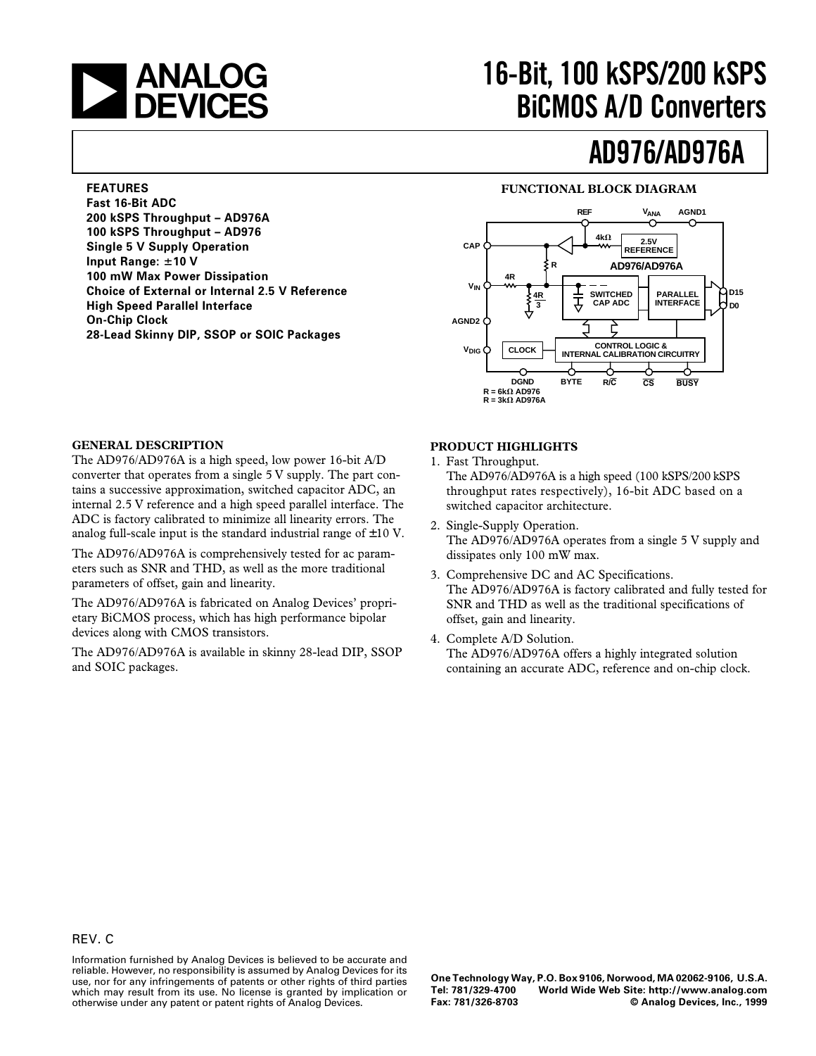# 16-Bit, 100 kSPS/200 kSPS BiCMOS A/D Converters

# AD976/AD976A

**FEATURES**

**Fast 16-Bit ADC**
**200 kSPS Throughput – AD976A**
**100 kSPS Throughput – AD976**
**Single 5 V Supply Operation**
**Input Range: ±10 V**
**100 mW Max Power Dissipation**
**Choice of External or Internal 2.5 V Reference**
**High Speed Parallel Interface**
**On-Chip Clock**
**28-Lead Skinny DIP, SSOP or SOIC Packages**

**FUNCTIONAL BLOCK DIAGRAM**

R = 6kΩ AD976
R = 3kΩ AD976A

## GENERAL DESCRIPTION

The AD976/AD976A is a high speed, low power 16-bit A/D converter that operates from a single 5 V supply. The part contains a successive approximation, switched capacitor ADC, an internal 2.5 V reference and a high speed parallel interface. The ADC is factory calibrated to minimize all linearity errors. The analog full-scale input is the standard industrial range of ±10 V.

The AD976/AD976A is comprehensively tested for ac parameters such as SNR and THD, as well as the more traditional parameters of offset, gain and linearity.

The AD976/AD976A is fabricated on Analog Devices' proprietary BiCMOS process, which has high performance bipolar devices along with CMOS transistors.

The AD976/AD976A is available in skinny 28-lead DIP, SSOP and SOIC packages.

## PRODUCT HIGHLIGHTS

1. Fast Throughput.
   The AD976/AD976A is a high speed (100 kSPS/200 kSPS throughput rates respectively), 16-bit ADC based on a switched capacitor architecture.
2. Single-Supply Operation.
   The AD976/AD976A operates from a single 5 V supply and dissipates only 100 mW max.
3. Comprehensive DC and AC Specifications.
   The AD976/AD976A is factory calibrated and fully tested for SNR and THD as well as the traditional specifications of offset, gain and linearity.
4. Complete A/D Solution.
   The AD976/AD976A offers a highly integrated solution containing an accurate ADC, reference and on-chip clock.

REV. C

Information furnished by Analog Devices is believed to be accurate and reliable. However, no responsibility is assumed by Analog Devices for its use, nor for any infringements of patents or other rights of third parties which may result from its use. No license is granted by implication or otherwise under any patent or patent rights of Analog Devices.

One Technology Way, P.O. Box 9106, Norwood, MA 02062-9106, U.S.A.
Tel: 781/329-4700 World Wide Web Site: http://www.analog.com
Fax: 781/326-8703 © Analog Devices, Inc., 1999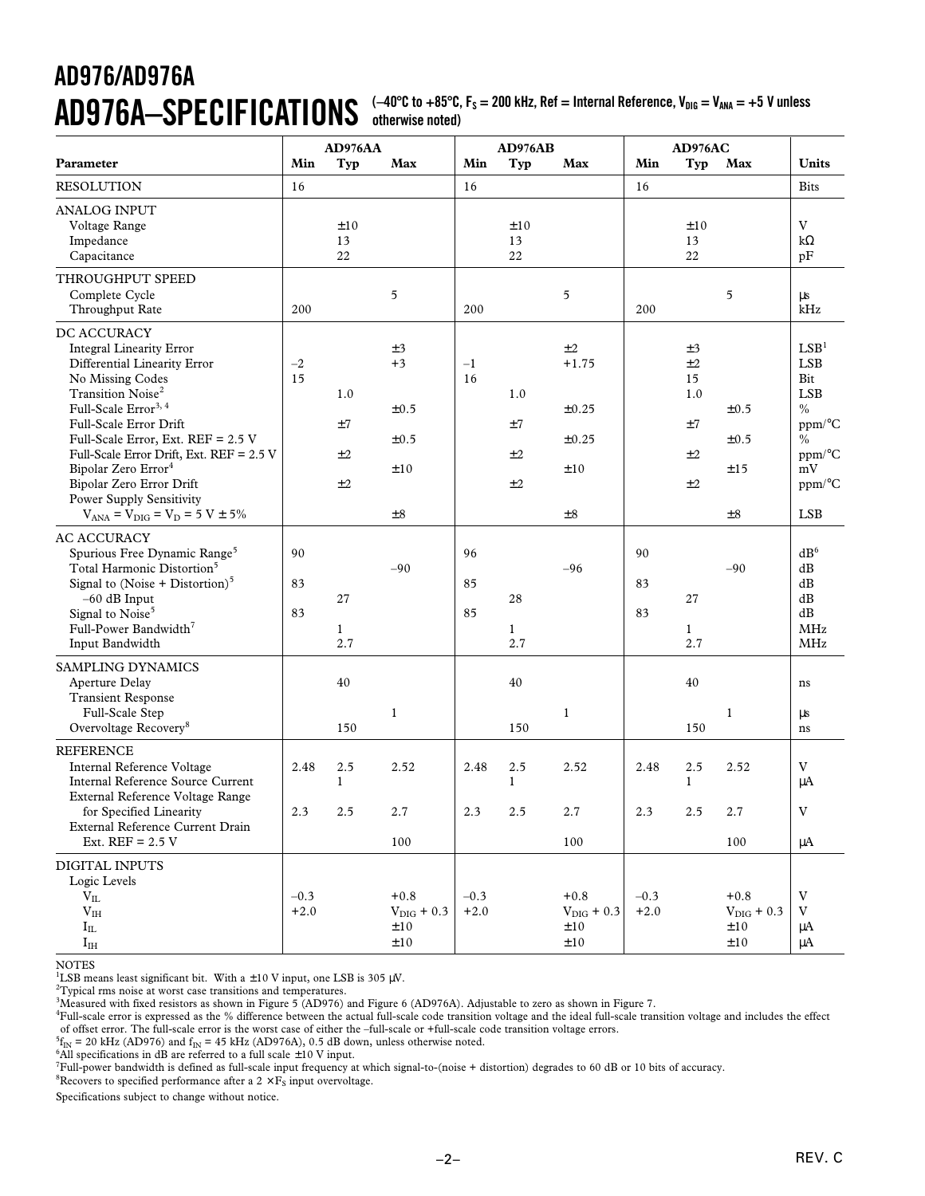# AD976A–SPECIFICATIONS

(–40°C to +85°C, $F_S$ = 200 kHz, Ref = Internal Reference, $V_{DIG}$ = $V_{ANA}$ = +5 V unless otherwise noted)

| Parameter | AD976AA Min | AD976AA Typ | AD976AA Max | AD976AB Min | AD976AB Typ | AD976AB Max | AD976AC Min | AD976AC Typ | AD976AC Max | Units |
|---|---|---|---|---|---|---|---|---|---|---|
| RESOLUTION | 16 | | | 16 | | | 16 | | | Bits |
| ANALOG INPUT | | | | | | | | | | |
| Voltage Range | | ±10 | | | ±10 | | | ±10 | | V |
| Impedance | | 13 | | | 13 | | | 13 | | kΩ |
| Capacitance | | 22 | | | 22 | | | 22 | | pF |
| THROUGHPUT SPEED | | | | | | | | | | |
| Complete Cycle | | | 5 | | | 5 | | | 5 | µs |
| Throughput Rate | 200 | | | 200 | | | 200 | | | kHz |
| DC ACCURACY | | | | | | | | | | |
| Integral Linearity Error | | | ±3 | | | ±2 | | ±3 | | LSB[1] |
| Differential Linearity Error | –2 | | +3 | –1 | | +1.75 | | ±2 | | LSB |
| No Missing Codes | 15 | | | 16 | | | | 15 | | Bit |
| Transition Noise[2] | | 1.0 | | | 1.0 | | | 1.0 | | LSB |
| Full-Scale Error[3, 4] | | | ±0.5 | | | ±0.25 | | | ±0.5 | % |
| Full-Scale Error Drift | | ±7 | | | ±7 | | | ±7 | | ppm/°C |
| Full-Scale Error, Ext. REF = 2.5 V | | | ±0.5 | | | ±0.25 | | | ±0.5 | % |
| Full-Scale Error Drift, Ext. REF = 2.5 V | | ±2 | | | ±2 | | | ±2 | | ppm/°C |
| Bipolar Zero Error[4] | | | ±10 | | | ±10 | | | ±15 | mV |
| Bipolar Zero Error Drift | | ±2 | | | ±2 | | | ±2 | | ppm/°C |
| Power Supply Sensitivity | | | | | | | | | | |
| $V_{ANA}$ = $V_{DIG}$ = $V_D$ = 5 V ± 5% | | | ±8 | | | ±8 | | | ±8 | LSB |
| AC ACCURACY | | | | | | | | | | |
| Spurious Free Dynamic Range[5] | 90 | | | 96 | | | 90 | | | dB[6] |
| Total Harmonic Distortion[5] | | | –90 | | | –96 | | | –90 | dB |
| Signal to (Noise + Distortion)[5] | 83 | | | 85 | | | 83 | | | dB |
| –60 dB Input | | 27 | | | 28 | | | 27 | | dB |
| Signal to Noise[5] | 83 | | | 85 | | | 83 | | | dB |
| Full-Power Bandwidth[7] | | 1 | | | 1 | | | 1 | | MHz |
| Input Bandwidth | | 2.7 | | | 2.7 | | | 2.7 | | MHz |
| SAMPLING DYNAMICS | | | | | | | | | | |
| Aperture Delay | | 40 | | | 40 | | | 40 | | ns |
| Transient Response | | | | | | | | | | |
| Full-Scale Step | | | 1 | | | 1 | | | 1 | µs |
| Overvoltage Recovery[8] | | 150 | | | 150 | | | 150 | | ns |
| REFERENCE | | | | | | | | | | |
| Internal Reference Voltage | 2.48 | 2.5 | 2.52 | 2.48 | 2.5 | 2.52 | 2.48 | 2.5 | 2.52 | V |
| Internal Reference Source Current | | 1 | | | 1 | | | 1 | | µA |
| External Reference Voltage Range for Specified Linearity | 2.3 | 2.5 | 2.7 | 2.3 | 2.5 | 2.7 | 2.3 | 2.5 | 2.7 | V |
| External Reference Current Drain Ext. REF = 2.5 V | | | 100 | | | 100 | | | 100 | µA |
| DIGITAL INPUTS | | | | | | | | | | |
| Logic Levels | | | | | | | | | | |
| $V_{IL}$ | –0.3 | | +0.8 | –0.3 | | +0.8 | –0.3 | | +0.8 | V |
| $V_{IH}$ | +2.0 | | $V_{DIG}$ + 0.3 | +2.0 | | $V_{DIG}$ + 0.3 | +2.0 | | $V_{DIG}$ + 0.3 | V |
| $I_{IL}$ | | | ±10 | | | ±10 | | | ±10 | µA |
| $I_{IH}$ | | | ±10 | | | ±10 | | | ±10 | µA |

NOTES

[1]LSB means least significant bit. With a ±10 V input, one LSB is 305 µV.

[2]Typical rms noise at worst case transitions and temperatures.

[3]Measured with fixed resistors as shown in Figure 5 (AD976) and Figure 6 (AD976A). Adjustable to zero as shown in Figure 7.

[4]Full-scale error is expressed as the % difference between the actual full-scale code transition voltage and the ideal full-scale transition voltage and includes the effect of offset error. The full-scale error is the worst case of either the –full-scale or +full-scale code transition voltage errors.

[5]$f_{IN}$ = 20 kHz (AD976) and $f_{IN}$ = 45 kHz (AD976A), 0.5 dB down, unless otherwise noted.

[6]All specifications in dB are referred to a full scale ±10 V input.

[7]Full-power bandwidth is defined as full-scale input frequency at which signal-to-(noise + distortion) degrades to 60 dB or 10 bits of accuracy.

[8]Recovers to specified performance after a 2 × $F_S$ input overvoltage.

Specifications subject to change without notice.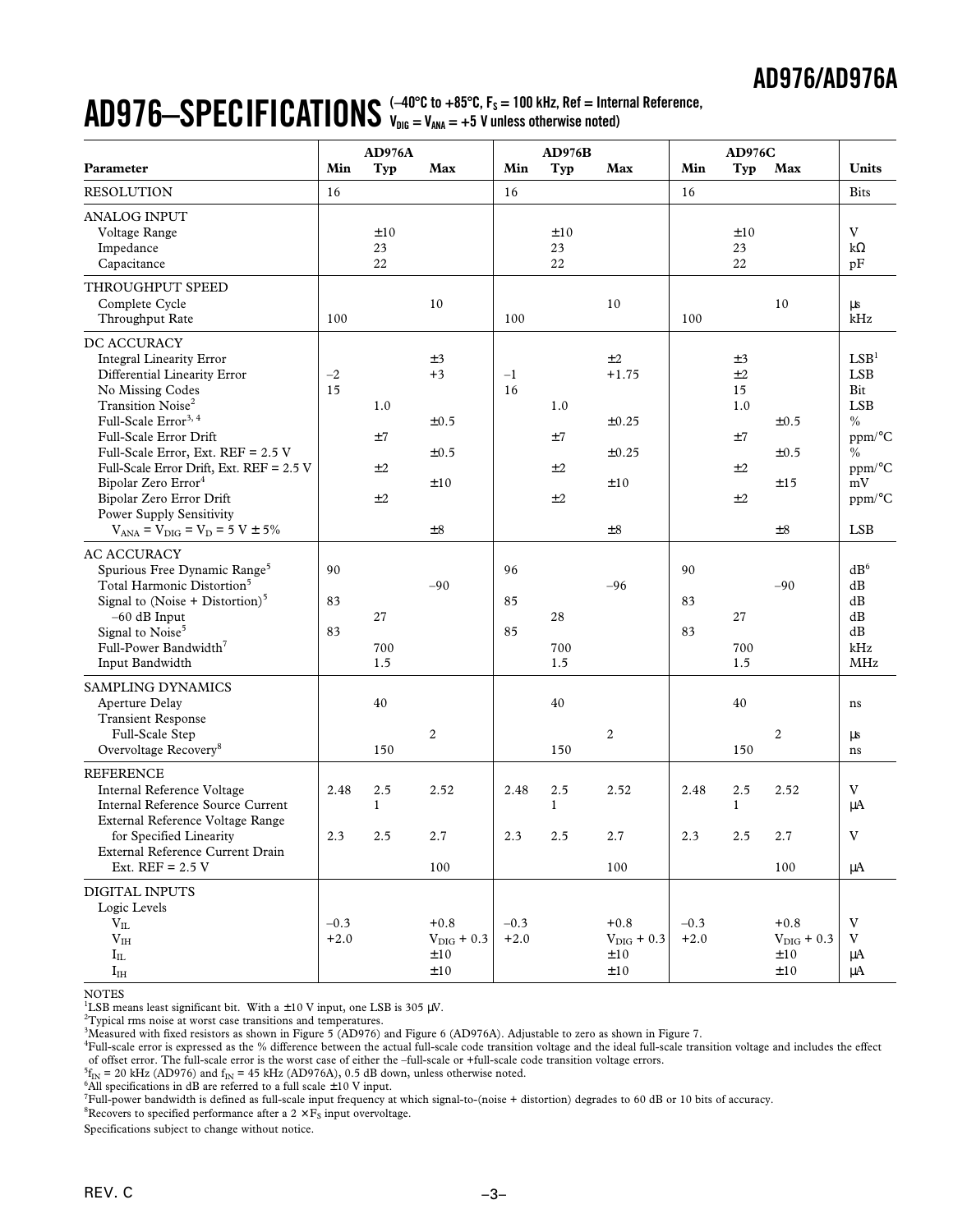# AD976–SPECIFICATIONS

(–40°C to +85°C, $F_S$ = 100 kHz, Ref = Internal Reference, $V_{DIG}$ = $V_{ANA}$ = +5 V unless otherwise noted)

| Parameter | AD976A Min | AD976A Typ | AD976A Max | AD976B Min | AD976B Typ | AD976B Max | AD976C Min | AD976C Typ | AD976C Max | Units |
|---|---|---|---|---|---|---|---|---|---|---|
| RESOLUTION | 16 | | | 16 | | | 16 | | | Bits |
| ANALOG INPUT | | | | | | | | | | |
| Voltage Range | | ±10 | | | ±10 | | | ±10 | | V |
| Impedance | | 23 | | | 23 | | | 23 | | kΩ |
| Capacitance | | 22 | | | 22 | | | 22 | | pF |
| THROUGHPUT SPEED | | | | | | | | | | |
| Complete Cycle | | | 10 | | | 10 | | | 10 | µs |
| Throughput Rate | 100 | | | 100 | | | 100 | | | kHz |
| DC ACCURACY | | | | | | | | | | |
| Integral Linearity Error | | | ±3 | | | ±2 | | ±3 | | LSB[1] |
| Differential Linearity Error | –2 | | +3 | –1 | | +1.75 | | ±2 | | LSB |
| No Missing Codes | 15 | | | 16 | | | | 15 | | Bit |
| Transition Noise[2] | | 1.0 | | | 1.0 | | | 1.0 | | LSB |
| Full-Scale Error[3, 4] | | | ±0.5 | | | ±0.25 | | | ±0.5 | % |
| Full-Scale Error Drift | | ±7 | | | ±7 | | | ±7 | | ppm/°C |
| Full-Scale Error, Ext. REF = 2.5 V | | | ±0.5 | | | ±0.25 | | | ±0.5 | % |
| Full-Scale Error Drift, Ext. REF = 2.5 V | | ±2 | | | ±2 | | | ±2 | | ppm/°C |
| Bipolar Zero Error[4] | | | ±10 | | | ±10 | | | ±15 | mV |
| Bipolar Zero Error Drift | | ±2 | | | ±2 | | | ±2 | | ppm/°C |
| Power Supply Sensitivity | | | | | | | | | | |
| $V_{ANA}$ = $V_{DIG}$ = $V_D$ = 5 V ± 5% | | | ±8 | | | ±8 | | | ±8 | LSB |
| AC ACCURACY | | | | | | | | | | |
| Spurious Free Dynamic Range[5] | 90 | | | 96 | | | 90 | | | dB[6] |
| Total Harmonic Distortion[5] | | | –90 | | | –96 | | | –90 | dB |
| Signal to (Noise + Distortion)[5] | 83 | | | 85 | | | 83 | | | dB |
| –60 dB Input | | 27 | | | 28 | | | 27 | | dB |
| Signal to Noise[5] | 83 | | | 85 | | | 83 | | | dB |
| Full-Power Bandwidth[7] | | 700 | | | 700 | | | 700 | | kHz |
| Input Bandwidth | | 1.5 | | | 1.5 | | | 1.5 | | MHz |
| SAMPLING DYNAMICS | | | | | | | | | | |
| Aperture Delay | | 40 | | | 40 | | | 40 | | ns |
| Transient Response | | | | | | | | | | |
| Full-Scale Step | | | 2 | | | 2 | | | 2 | µs |
| Overvoltage Recovery[8] | | 150 | | | 150 | | | 150 | | ns |
| REFERENCE | | | | | | | | | | |
| Internal Reference Voltage | 2.48 | 2.5 | 2.52 | 2.48 | 2.5 | 2.52 | 2.48 | 2.5 | 2.52 | V |
| Internal Reference Source Current | | 1 | | | 1 | | | 1 | | µA |
| External Reference Voltage Range for Specified Linearity | 2.3 | 2.5 | 2.7 | 2.3 | 2.5 | 2.7 | 2.3 | 2.5 | 2.7 | V |
| External Reference Current Drain Ext. REF = 2.5 V | | | 100 | | | 100 | | | 100 | µA |
| DIGITAL INPUTS | | | | | | | | | | |
| Logic Levels | | | | | | | | | | |
| $V_{IL}$ | –0.3 | | +0.8 | –0.3 | | +0.8 | –0.3 | | +0.8 | V |
| $V_{IH}$ | +2.0 | | $V_{DIG}$ + 0.3 | +2.0 | | $V_{DIG}$ + 0.3 | +2.0 | | $V_{DIG}$ + 0.3 | V |
| $I_{IL}$ | | | ±10 | | | ±10 | | | ±10 | µA |
| $I_{IH}$ | | | ±10 | | | ±10 | | | ±10 | µA |

NOTES

[1]LSB means least significant bit. With a ±10 V input, one LSB is 305 µV.

[2]Typical rms noise at worst case transitions and temperatures.

[3]Measured with fixed resistors as shown in Figure 5 (AD976) and Figure 6 (AD976A). Adjustable to zero as shown in Figure 7.

[4]Full-scale error is expressed as the % difference between the actual full-scale code transition voltage and the ideal full-scale transition voltage and includes the effect of offset error. The full-scale error is the worst case of either the –full-scale or +full-scale code transition voltage errors.

[5]$f_{IN}$ = 20 kHz (AD976) and $f_{IN}$ = 45 kHz (AD976A), 0.5 dB down, unless otherwise noted.

[6]All specifications in dB are referred to a full scale ±10 V input.

[7]Full-power bandwidth is defined as full-scale input frequency at which signal-to-(noise + distortion) degrades to 60 dB or 10 bits of accuracy.

[8]Recovers to specified performance after a 2 × $F_S$ input overvoltage.

Specifications subject to change without notice.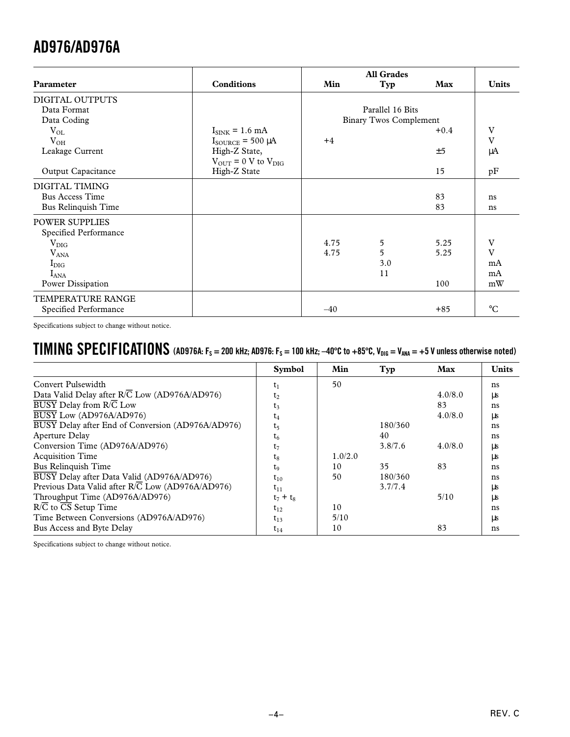| Parameter | Conditions | All Grades Min | Typ | Max | Units |
|---|---|---|---|---|---|
| DIGITAL OUTPUTS | | | | | |
| Data Format | | | Parallel 16 Bits | | |
| Data Coding | | | Binary Twos Complement | | |
| $V_{OL}$ | $I_{SINK}$ = 1.6 mA | | | +0.4 | V |
| $V_{OH}$ | $I_{SOURCE}$ = 500 μA | +4 | | | V |
| Leakage Current | High-Z State, $V_{OUT}$ = 0 V to $V_{DIG}$ | | | ±5 | μA |
| Output Capacitance | High-Z State | | | 15 | pF |
| DIGITAL TIMING | | | | | |
| Bus Access Time | | | | 83 | ns |
| Bus Relinquish Time | | | | 83 | ns |
| POWER SUPPLIES | | | | | |
| Specified Performance | | | | | |
| $V_{DIG}$ | | 4.75 | 5 | 5.25 | V |
| $V_{ANA}$ | | 4.75 | 5 | 5.25 | V |
| $I_{DIG}$ | | | 3.0 | | mA |
| $I_{ANA}$ | | | 11 | | mA |
| Power Dissipation | | | | 100 | mW |
| TEMPERATURE RANGE | | | | | |
| Specified Performance | | –40 | | +85 | °C |

Specifications subject to change without notice.

## TIMING SPECIFICATIONS (AD976A: $F_S$ = 200 kHz; AD976: $F_S$ = 100 kHz; –40°C to +85°C, $V_{DIG}$ = $V_{ANA}$ = +5 V unless otherwise noted)

| | Symbol | Min | Typ | Max | Units |
|---|---|---|---|---|---|
| Convert Pulsewidth | $t_1$ | 50 | | | ns |
| Data Valid Delay after R/$\overline{C}$ Low (AD976A/AD976) | $t_2$ | | | 4.0/8.0 | μs |
| $\overline{BUSY}$ Delay from R/$\overline{C}$ Low | $t_3$ | | | 83 | ns |
| $\overline{BUSY}$ Low (AD976A/AD976) | $t_4$ | | | 4.0/8.0 | μs |
| $\overline{BUSY}$ Delay after End of Conversion (AD976A/AD976) | $t_5$ | | 180/360 | | ns |
| Aperture Delay | $t_6$ | | 40 | | ns |
| Conversion Time (AD976A/AD976) | $t_7$ | | 3.8/7.6 | 4.0/8.0 | μs |
| Acquisition Time | $t_8$ | 1.0/2.0 | | | μs |
| Bus Relinquish Time | $t_9$ | 10 | 35 | 83 | ns |
| $\overline{BUSY}$ Delay after Data Valid (AD976A/AD976) | $t_{10}$ | 50 | 180/360 | | ns |
| Previous Data Valid after R/$\overline{C}$ Low (AD976A/AD976) | $t_{11}$ | | 3.7/7.4 | | μs |
| Throughput Time (AD976A/AD976) | $t_7 + t_8$ | | | 5/10 | μs |
| R/$\overline{C}$ to $\overline{CS}$ Setup Time | $t_{12}$ | 10 | | | ns |
| Time Between Conversions (AD976A/AD976) | $t_{13}$ | 5/10 | | | μs |
| Bus Access and Byte Delay | $t_{14}$ | 10 | | 83 | ns |

Specifications subject to change without notice.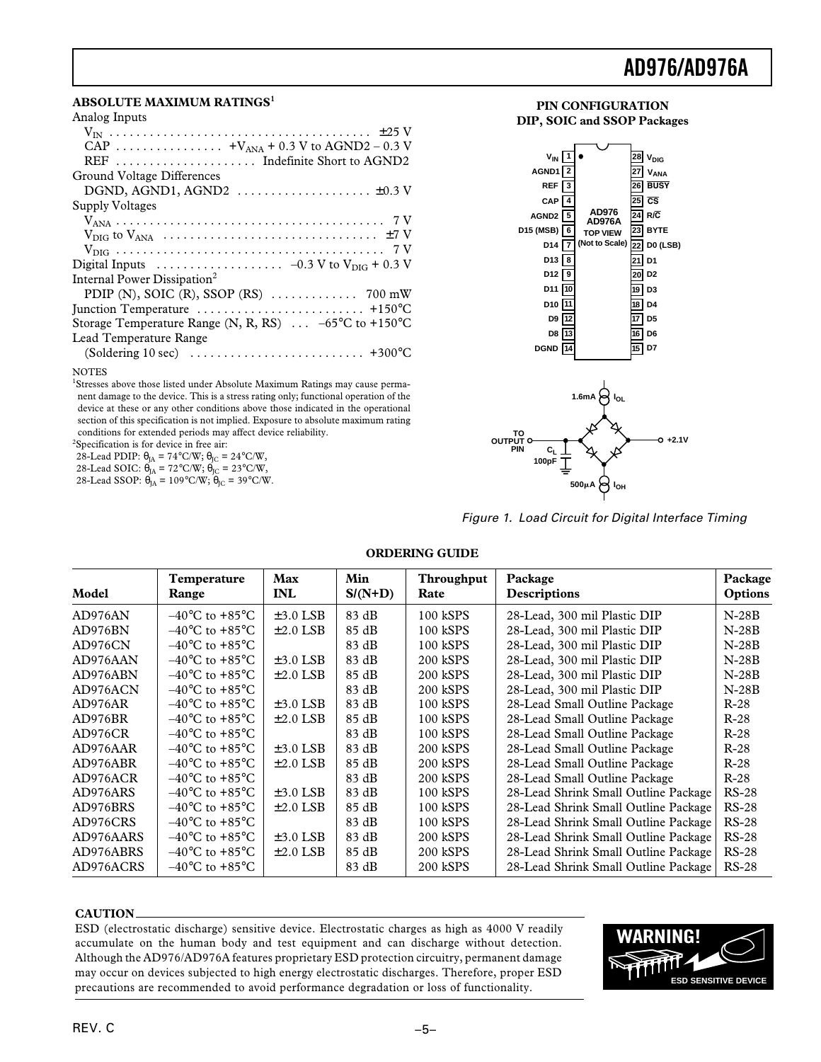## ABSOLUTE MAXIMUM RATINGS[1]

Analog Inputs

- $V_{IN}$ . . . . . . . . . . . . . . . . . . . . . . . . . . . . . . . . . . . . . ±25 V
- CAP . . . . . . . . . . . . . . . . $+V_{ANA}$ + 0.3 V to AGND2 – 0.3 V
- REF . . . . . . . . . . . . . . . . . . . . Indefinite Short to AGND2

Ground Voltage Differences

- DGND, AGND1, AGND2 . . . . . . . . . . . . . . . . . . . ±0.3 V

Supply Voltages

- $V_{ANA}$ . . . . . . . . . . . . . . . . . . . . . . . . . . . . . . . . . . . . . . . 7 V
- $V_{DIG}$ to $V_{ANA}$ . . . . . . . . . . . . . . . . . . . . . . . . . . . . . . . ±7 V
- $V_{DIG}$ . . . . . . . . . . . . . . . . . . . . . . . . . . . . . . . . . . . . . . . 7 V

Digital Inputs . . . . . . . . . . . . . . . . . . . –0.3 V to $V_{DIG}$ + 0.3 V

Internal Power Dissipation[2]

- PDIP (N), SOIC (R), SSOP (RS) . . . . . . . . . . . . . 700 mW

Junction Temperature . . . . . . . . . . . . . . . . . . . . . . . . +150°C

Storage Temperature Range (N, R, RS) . . . –65°C to +150°C

Lead Temperature Range

- (Soldering 10 sec) . . . . . . . . . . . . . . . . . . . . . . . . . +300°C

NOTES

[1]Stresses above those listed under Absolute Maximum Ratings may cause permanent damage to the device. This is a stress rating only; functional operation of the device at these or any other conditions above those indicated in the operational section of this specification is not implied. Exposure to absolute maximum rating conditions for extended periods may affect device reliability.

[2]Specification is for device in free air:
28-Lead PDIP: $\theta_{JA}$ = 74°C/W; $\theta_{JC}$ = 24°C/W,
28-Lead SOIC: $\theta_{JA}$ = 72°C/W; $\theta_{JC}$ = 23°C/W,
28-Lead SSOP: $\theta_{JA}$ = 109°C/W; $\theta_{JC}$ = 39°C/W.

## PIN CONFIGURATION
### DIP, SOIC and SSOP Packages

| Pin | Name | Pin | Name |
|---|---|---|---|
| 1 | $V_{IN}$ | 28 | $V_{DIG}$ |
| 2 | AGND1 | 27 | $V_{ANA}$ |
| 3 | REF | 26 | BUSY (active low) |
| 4 | CAP | 25 | CS (active low) |
| 5 | AGND2 | 24 | R/C (C active low) |
| 6 | D15 (MSB) | 23 | BYTE |
| 7 | D14 | 22 | D0 (LSB) |
| 8 | D13 | 21 | D1 |
| 9 | D12 | 20 | D2 |
| 10 | D11 | 19 | D3 |
| 11 | D10 | 18 | D4 |
| 12 | D9 | 17 | D5 |
| 13 | D8 | 16 | D6 |
| 14 | DGND | 15 | D7 |

AD976/AD976A TOP VIEW (Not to Scale)

TO OUTPUT PIN — $C_L$ 100pF — 1.6mA $I_{OL}$ — 500µA $I_{OH}$ — +2.1V

*Figure 1. Load Circuit for Digital Interface Timing*

## ORDERING GUIDE

| Model | Temperature Range | Max INL | Min S/(N+D) | Throughput Rate | Package Descriptions | Package Options |
|---|---|---|---|---|---|---|
| AD976AN | –40°C to +85°C | ±3.0 LSB | 83 dB | 100 kSPS | 28-Lead, 300 mil Plastic DIP | N-28B |
| AD976BN | –40°C to +85°C | ±2.0 LSB | 85 dB | 100 kSPS | 28-Lead, 300 mil Plastic DIP | N-28B |
| AD976CN | –40°C to +85°C | | 83 dB | 100 kSPS | 28-Lead, 300 mil Plastic DIP | N-28B |
| AD976AAN | –40°C to +85°C | ±3.0 LSB | 83 dB | 200 kSPS | 28-Lead, 300 mil Plastic DIP | N-28B |
| AD976ABN | –40°C to +85°C | ±2.0 LSB | 85 dB | 200 kSPS | 28-Lead, 300 mil Plastic DIP | N-28B |
| AD976ACN | –40°C to +85°C | | 83 dB | 200 kSPS | 28-Lead, 300 mil Plastic DIP | N-28B |
| AD976AR | –40°C to +85°C | ±3.0 LSB | 83 dB | 100 kSPS | 28-Lead Small Outline Package | R-28 |
| AD976BR | –40°C to +85°C | ±2.0 LSB | 85 dB | 100 kSPS | 28-Lead Small Outline Package | R-28 |
| AD976CR | –40°C to +85°C | | 83 dB | 100 kSPS | 28-Lead Small Outline Package | R-28 |
| AD976AAR | –40°C to +85°C | ±3.0 LSB | 83 dB | 200 kSPS | 28-Lead Small Outline Package | R-28 |
| AD976ABR | –40°C to +85°C | ±2.0 LSB | 85 dB | 200 kSPS | 28-Lead Small Outline Package | R-28 |
| AD976ACR | –40°C to +85°C | | 83 dB | 200 kSPS | 28-Lead Small Outline Package | R-28 |
| AD976ARS | –40°C to +85°C | ±3.0 LSB | 83 dB | 100 kSPS | 28-Lead Shrink Small Outline Package | RS-28 |
| AD976BRS | –40°C to +85°C | ±2.0 LSB | 85 dB | 100 kSPS | 28-Lead Shrink Small Outline Package | RS-28 |
| AD976CRS | –40°C to +85°C | | 83 dB | 100 kSPS | 28-Lead Shrink Small Outline Package | RS-28 |
| AD976AARS | –40°C to +85°C | ±3.0 LSB | 83 dB | 200 kSPS | 28-Lead Shrink Small Outline Package | RS-28 |
| AD976ABRS | –40°C to +85°C | ±2.0 LSB | 85 dB | 200 kSPS | 28-Lead Shrink Small Outline Package | RS-28 |
| AD976ACRS | –40°C to +85°C | | 83 dB | 200 kSPS | 28-Lead Shrink Small Outline Package | RS-28 |

## CAUTION

ESD (electrostatic discharge) sensitive device. Electrostatic charges as high as 4000 V readily accumulate on the human body and test equipment and can discharge without detection. Although the AD976/AD976A features proprietary ESD protection circuitry, permanent damage may occur on devices subjected to high energy electrostatic discharges. Therefore, proper ESD precautions are recommended to avoid performance degradation or loss of functionality.

WARNING! ESD SENSITIVE DEVICE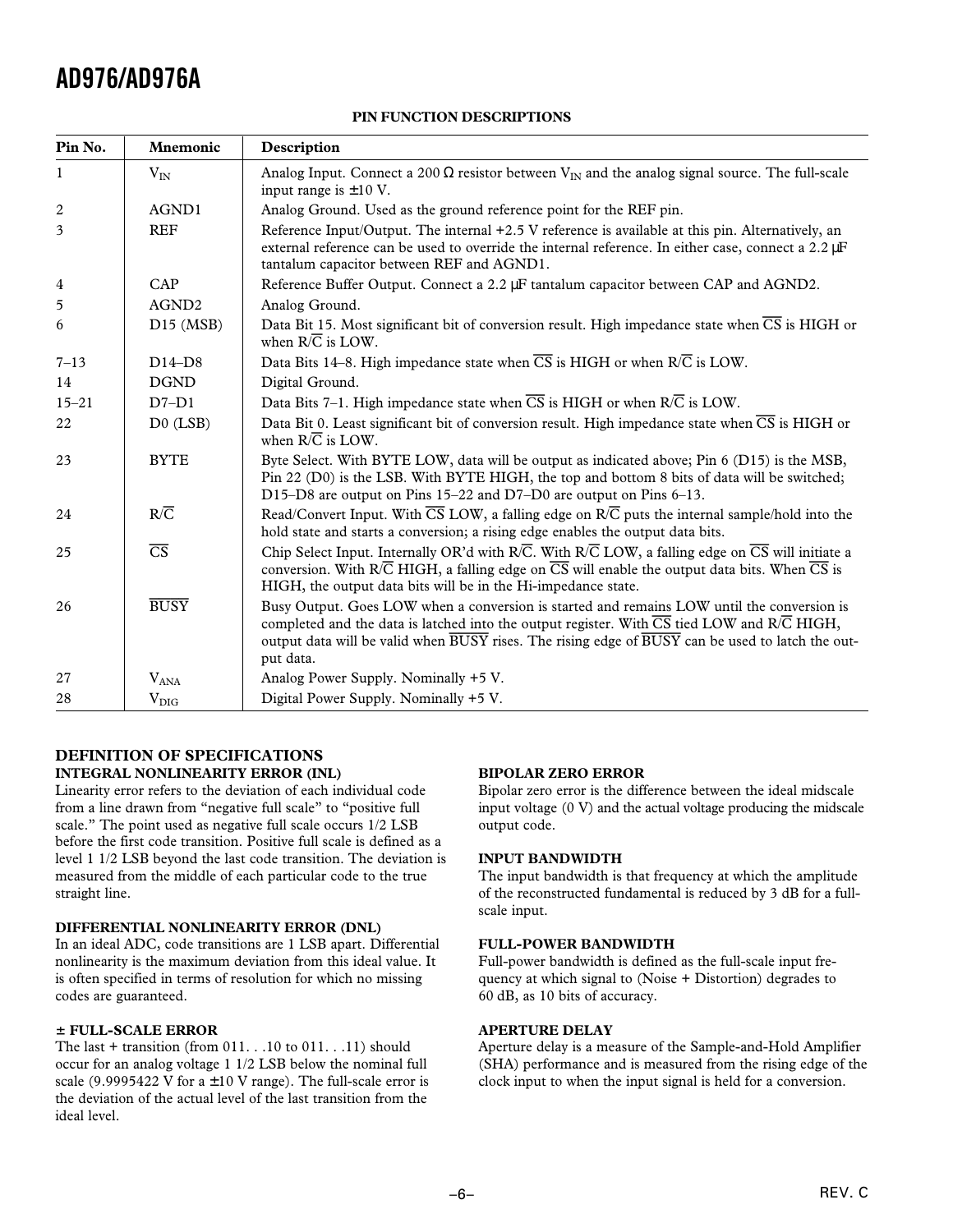## PIN FUNCTION DESCRIPTIONS

| Pin No. | Mnemonic | Description |
| --- | --- | --- |
| 1 | $V_{IN}$ | Analog Input. Connect a 200 Ω resistor between $V_{IN}$ and the analog signal source. The full-scale input range is ±10 V. |
| 2 | AGND1 | Analog Ground. Used as the ground reference point for the REF pin. |
| 3 | REF | Reference Input/Output. The internal +2.5 V reference is available at this pin. Alternatively, an external reference can be used to override the internal reference. In either case, connect a 2.2 µF tantalum capacitor between REF and AGND1. |
| 4 | CAP | Reference Buffer Output. Connect a 2.2 µF tantalum capacitor between CAP and AGND2. |
| 5 | AGND2 | Analog Ground. |
| 6 | D15 (MSB) | Data Bit 15. Most significant bit of conversion result. High impedance state when $\overline{CS}$ is HIGH or when R/$\overline{C}$ is LOW. |
| 7–13 | D14–D8 | Data Bits 14–8. High impedance state when $\overline{CS}$ is HIGH or when R/$\overline{C}$ is LOW. |
| 14 | DGND | Digital Ground. |
| 15–21 | D7–D1 | Data Bits 7–1. High impedance state when $\overline{CS}$ is HIGH or when R/$\overline{C}$ is LOW. |
| 22 | D0 (LSB) | Data Bit 0. Least significant bit of conversion result. High impedance state when $\overline{CS}$ is HIGH or when R/$\overline{C}$ is LOW. |
| 23 | BYTE | Byte Select. With BYTE LOW, data will be output as indicated above; Pin 6 (D15) is the MSB, Pin 22 (D0) is the LSB. With BYTE HIGH, the top and bottom 8 bits of data will be switched; D15–D8 are output on Pins 15–22 and D7–D0 are output on Pins 6–13. |
| 24 | R/$\overline{C}$ | Read/Convert Input. With $\overline{CS}$ LOW, a falling edge on R/$\overline{C}$ puts the internal sample/hold into the hold state and starts a conversion; a rising edge enables the output data bits. |
| 25 | $\overline{CS}$ | Chip Select Input. Internally OR'd with R/$\overline{C}$. With R/$\overline{C}$ LOW, a falling edge on $\overline{CS}$ will initiate a conversion. With R/$\overline{C}$ HIGH, a falling edge on $\overline{CS}$ will enable the output data bits. When $\overline{CS}$ is HIGH, the output data bits will be in the Hi-impedance state. |
| 26 | $\overline{BUSY}$ | Busy Output. Goes LOW when a conversion is started and remains LOW until the conversion is completed and the data is latched into the output register. With $\overline{CS}$ tied LOW and R/$\overline{C}$ HIGH, output data will be valid when $\overline{BUSY}$ rises. The rising edge of $\overline{BUSY}$ can be used to latch the output data. |
| 27 | $V_{ANA}$ | Analog Power Supply. Nominally +5 V. |
| 28 | $V_{DIG}$ | Digital Power Supply. Nominally +5 V. |

## DEFINITION OF SPECIFICATIONS

### INTEGRAL NONLINEARITY ERROR (INL)

Linearity error refers to the deviation of each individual code from a line drawn from "negative full scale" to "positive full scale." The point used as negative full scale occurs 1/2 LSB before the first code transition. Positive full scale is defined as a level 1 1/2 LSB beyond the last code transition. The deviation is measured from the middle of each particular code to the true straight line.

### DIFFERENTIAL NONLINEARITY ERROR (DNL)

In an ideal ADC, code transitions are 1 LSB apart. Differential nonlinearity is the maximum deviation from this ideal value. It is often specified in terms of resolution for which no missing codes are guaranteed.

### ± FULL-SCALE ERROR

The last + transition (from 011. . .10 to 011. . .11) should occur for an analog voltage 1 1/2 LSB below the nominal full scale (9.9995422 V for a ±10 V range). The full-scale error is the deviation of the actual level of the last transition from the ideal level.

### BIPOLAR ZERO ERROR

Bipolar zero error is the difference between the ideal midscale input voltage (0 V) and the actual voltage producing the midscale output code.

### INPUT BANDWIDTH

The input bandwidth is that frequency at which the amplitude of the reconstructed fundamental is reduced by 3 dB for a full-scale input.

### FULL-POWER BANDWIDTH

Full-power bandwidth is defined as the full-scale input frequency at which signal to (Noise + Distortion) degrades to 60 dB, as 10 bits of accuracy.

### APERTURE DELAY

Aperture delay is a measure of the Sample-and-Hold Amplifier (SHA) performance and is measured from the rising edge of the clock input to when the input signal is held for a conversion.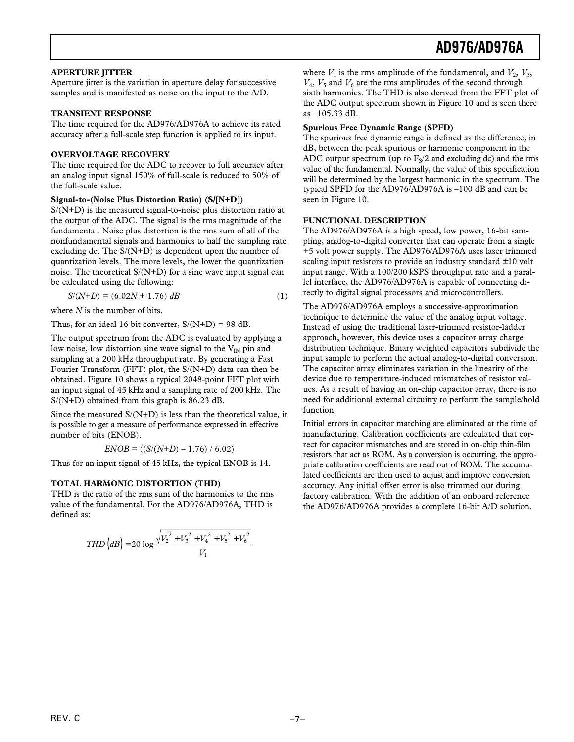### APERTURE JITTER

Aperture jitter is the variation in aperture delay for successive samples and is manifested as noise on the input to the A/D.

### TRANSIENT RESPONSE

The time required for the AD976/AD976A to achieve its rated accuracy after a full-scale step function is applied to its input.

### OVERVOLTAGE RECOVERY

The time required for the ADC to recover to full accuracy after an analog input signal 150% of full-scale is reduced to 50% of the full-scale value.

#### Signal-to-(Noise Plus Distortion Ratio) (S/[N+D])

S/(N+D) is the measured signal-to-noise plus distortion ratio at the output of the ADC. The signal is the rms magnitude of the fundamental. Noise plus distortion is the rms sum of all of the nonfundamental signals and harmonics to half the sampling rate excluding dc. The S/(N+D) is dependent upon the number of quantization levels. The more levels, the lower the quantization noise. The theoretical S/(N+D) for a sine wave input signal can be calculated using the following:

$$S/(N+D) = (6.02N + 1.76)\ dB \qquad (1)$$

where $N$ is the number of bits.

Thus, for an ideal 16 bit converter, S/(N+D) = 98 dB.

The output spectrum from the ADC is evaluated by applying a low noise, low distortion sine wave signal to the $V_{IN}$ pin and sampling at a 200 kHz throughput rate. By generating a Fast Fourier Transform (FFT) plot, the S/(N+D) data can then be obtained. Figure 10 shows a typical 2048-point FFT plot with an input signal of 45 kHz and a sampling rate of 200 kHz. The S/(N+D) obtained from this graph is 86.23 dB.

Since the measured S/(N+D) is less than the theoretical value, it is possible to get a measure of performance expressed in effective number of bits (ENOB).

$$ENOB = ((S/(N+D) - 1.76) / 6.02)$$

Thus for an input signal of 45 kHz, the typical ENOB is 14.

### TOTAL HARMONIC DISTORTION (THD)

THD is the ratio of the rms sum of the harmonics to the rms value of the fundamental. For the AD976/AD976A, THD is defined as:

$$THD(dB) = 20 \log \frac{\sqrt{V_2^2 + V_3^2 + V_4^2 + V_5^2 + V_6^2}}{V_1}$$

where $V_1$ is the rms amplitude of the fundamental, and $V_2$, $V_3$, $V_4$, $V_5$ and $V_6$ are the rms amplitudes of the second through sixth harmonics. The THD is also derived from the FFT plot of the ADC output spectrum shown in Figure 10 and is seen there as –105.33 dB.

#### Spurious Free Dynamic Range (SPFD)

The spurious free dynamic range is defined as the difference, in dB, between the peak spurious or harmonic component in the ADC output spectrum (up to $F_S/2$ and excluding dc) and the rms value of the fundamental. Normally, the value of this specification will be determined by the largest harmonic in the spectrum. The typical SPFD for the AD976/AD976A is –100 dB and can be seen in Figure 10.

### FUNCTIONAL DESCRIPTION

The AD976/AD976A is a high speed, low power, 16-bit sampling, analog-to-digital converter that can operate from a single +5 volt power supply. The AD976/AD976A uses laser trimmed scaling input resistors to provide an industry standard ±10 volt input range. With a 100/200 kSPS throughput rate and a parallel interface, the AD976/AD976A is capable of connecting directly to digital signal processors and microcontrollers.

The AD976/AD976A employs a successive-approximation technique to determine the value of the analog input voltage. Instead of using the traditional laser-trimmed resistor-ladder approach, however, this device uses a capacitor array charge distribution technique. Binary weighted capacitors subdivide the input sample to perform the actual analog-to-digital conversion. The capacitor array eliminates variation in the linearity of the device due to temperature-induced mismatches of resistor values. As a result of having an on-chip capacitor array, there is no need for additional external circuitry to perform the sample/hold function.

Initial errors in capacitor matching are eliminated at the time of manufacturing. Calibration coefficients are calculated that correct for capacitor mismatches and are stored in on-chip thin-film resistors that act as ROM. As a conversion is occurring, the appropriate calibration coefficients are read out of ROM. The accumulated coefficients are then used to adjust and improve conversion accuracy. Any initial offset error is also trimmed out during factory calibration. With the addition of an onboard reference the AD976/AD976A provides a complete 16-bit A/D solution.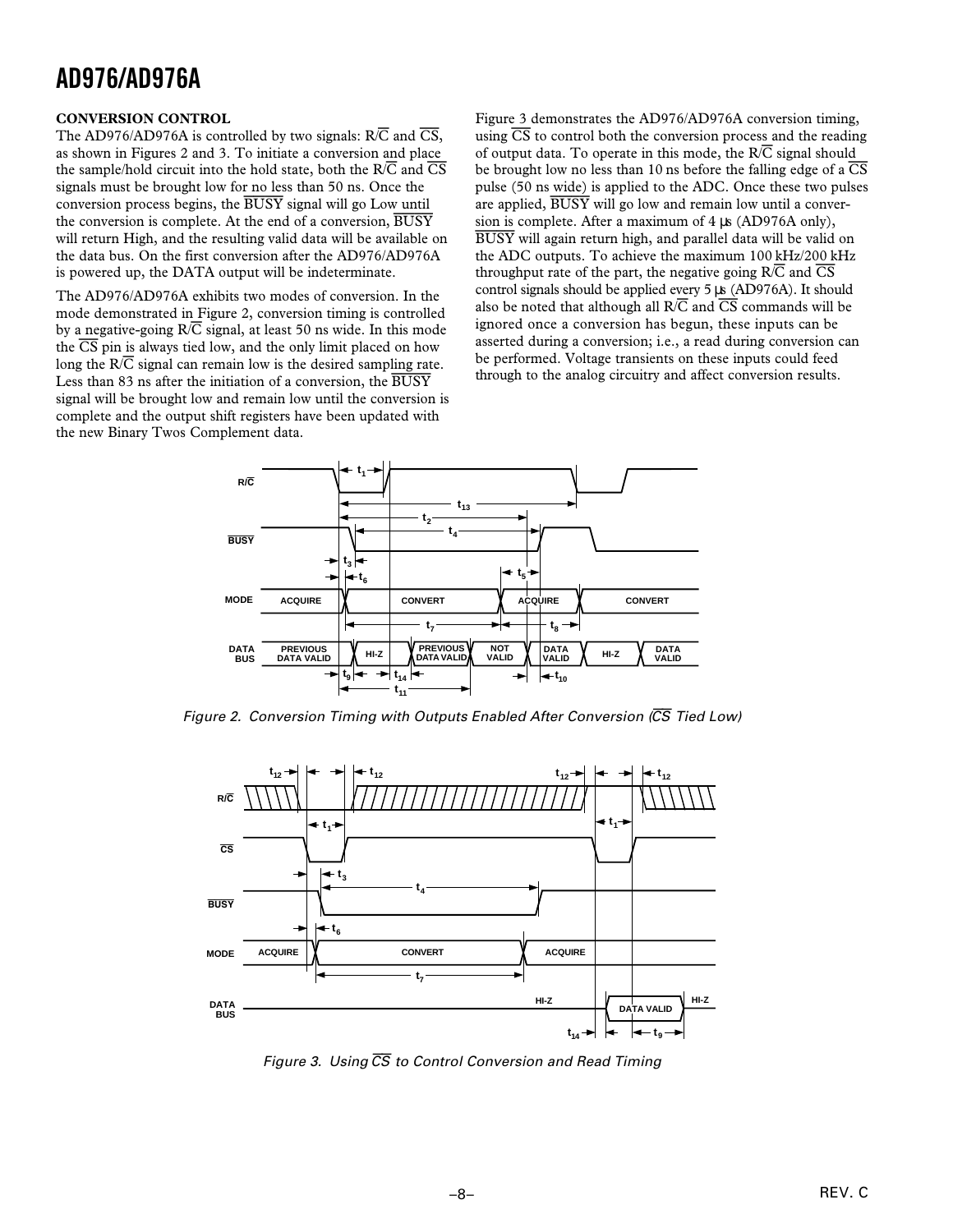### CONVERSION CONTROL

The AD976/AD976A is controlled by two signals: R/$\overline{C}$ and $\overline{CS}$, as shown in Figures 2 and 3. To initiate a conversion and place the sample/hold circuit into the hold state, both the R/$\overline{C}$ and $\overline{CS}$ signals must be brought low for no less than 50 ns. Once the conversion process begins, the $\overline{BUSY}$ signal will go Low until the conversion is complete. At the end of a conversion, $\overline{BUSY}$ will return High, and the resulting valid data will be available on the data bus. On the first conversion after the AD976/AD976A is powered up, the DATA output will be indeterminate.

The AD976/AD976A exhibits two modes of conversion. In the mode demonstrated in Figure 2, conversion timing is controlled by a negative-going R/$\overline{C}$ signal, at least 50 ns wide. In this mode the $\overline{CS}$ pin is always tied low, and the only limit placed on how long the R/$\overline{C}$ signal can remain low is the desired sampling rate. Less than 83 ns after the initiation of a conversion, the $\overline{BUSY}$ signal will be brought low and remain low until the conversion is complete and the output shift registers have been updated with the new Binary Twos Complement data.

Figure 3 demonstrates the AD976/AD976A conversion timing, using $\overline{CS}$ to control both the conversion process and the reading of output data. To operate in this mode, the R/$\overline{C}$ signal should be brought low no less than 10 ns before the falling edge of a $\overline{CS}$ pulse (50 ns wide) is applied to the ADC. Once these two pulses are applied, $\overline{BUSY}$ will go low and remain low until a conversion is complete. After a maximum of 4 µs (AD976A only), $\overline{BUSY}$ will again return high, and parallel data will be valid on the ADC outputs. To achieve the maximum 100 kHz/200 kHz throughput rate of the part, the negative going R/$\overline{C}$ and $\overline{CS}$ control signals should be applied every 5 µs (AD976A). It should also be noted that although all R/$\overline{C}$ and $\overline{CS}$ commands will be ignored once a conversion has begun, these inputs can be asserted during a conversion; i.e., a read during conversion can be performed. Voltage transients on these inputs could feed through to the analog circuitry and affect conversion results.

*Figure 2. Conversion Timing with Outputs Enabled After Conversion ($\overline{CS}$ Tied Low)*

*Figure 3. Using $\overline{CS}$ to Control Conversion and Read Timing*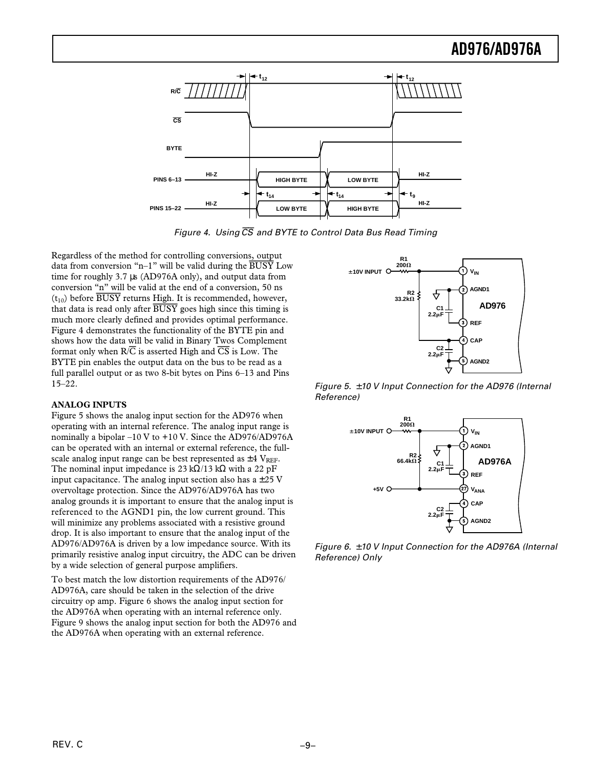Figure 4. Using $\overline{CS}$ and BYTE to Control Data Bus Read Timing

Regardless of the method for controlling conversions, output data from conversion "n–1" will be valid during the $\overline{BUSY}$ Low time for roughly 3.7 µs (AD976A only), and output data from conversion "n" will be valid at the end of a conversion, 50 ns ($t_{10}$) before $\overline{BUSY}$ returns High. It is recommended, however, that data is read only after $\overline{BUSY}$ goes high since this timing is much more clearly defined and provides optimal performance. Figure 4 demonstrates the functionality of the BYTE pin and shows how the data will be valid in Binary Twos Complement format only when R/$\overline{C}$ is asserted High and $\overline{CS}$ is Low. The BYTE pin enables the output data on the bus to be read as a full parallel output or as two 8-bit bytes on Pins 6–13 and Pins 15–22.

### ANALOG INPUTS

Figure 5 shows the analog input section for the AD976 when operating with an internal reference. The analog input range is nominally a bipolar –10 V to +10 V. Since the AD976/AD976A can be operated with an internal or external reference, the full-scale analog input range can be best represented as ±4 $V_{REF}$. The nominal input impedance is 23 kΩ/13 kΩ with a 22 pF input capacitance. The analog input section also has a ±25 V overvoltage protection. Since the AD976/AD976A has two analog grounds it is important to ensure that the analog input is referenced to the AGND1 pin, the low current ground. This will minimize any problems associated with a resistive ground drop. It is also important to ensure that the analog input of the AD976/AD976A is driven by a low impedance source. With its primarily resistive analog input circuitry, the ADC can be driven by a wide selection of general purpose amplifiers.

To best match the low distortion requirements of the AD976/AD976A, care should be taken in the selection of the drive circuitry op amp. Figure 6 shows the analog input section for the AD976A when operating with an internal reference only. Figure 9 shows the analog input section for both the AD976 and the AD976A when operating with an external reference.

Figure 5. ±10 V Input Connection for the AD976 (Internal Reference)

Figure 6. ±10 V Input Connection for the AD976A (Internal Reference) Only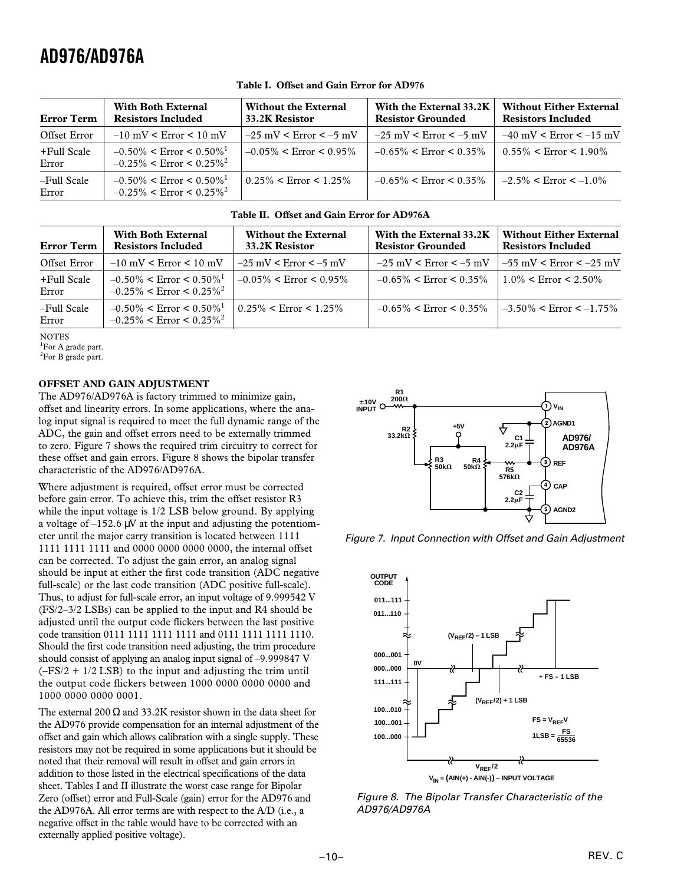**Table I. Offset and Gain Error for AD976**

| Error Term | With Both External Resistors Included | Without the External 33.2K Resistor | With the External 33.2K Resistor Grounded | Without Either External Resistors Included |
|---|---|---|---|---|
| Offset Error | –10 mV < Error < 10 mV | –25 mV < Error < –5 mV | –25 mV < Error < –5 mV | –40 mV < Error < –15 mV |
| +Full Scale Error | –0.50% < Error < 0.50%[1] –0.25% < Error < 0.25%[2] | –0.05% < Error < 0.95% | –0.65% < Error < 0.35% | 0.55% < Error < 1.90% |
| –Full Scale Error | –0.50% < Error < 0.50%[1] –0.25% < Error < 0.25%[2] | 0.25% < Error < 1.25% | –0.65% < Error < 0.35% | –2.5% < Error < –1.0% |

**Table II. Offset and Gain Error for AD976A**

| Error Term | With Both External Resistors Included | Without the External 33.2K Resistor | With the External 33.2K Resistor Grounded | Without Either External Resistors Included |
|---|---|---|---|---|
| Offset Error | –10 mV < Error < 10 mV | –25 mV < Error < –5 mV | –25 mV < Error < –5 mV | –55 mV < Error < –25 mV |
| +Full Scale Error | –0.50% < Error < 0.50%[1] –0.25% < Error < 0.25%[2] | –0.05% < Error < 0.95% | –0.65% < Error < 0.35% | 1.0% < Error < 2.50% |
| –Full Scale Error | –0.50% < Error < 0.50%[1] –0.25% < Error < 0.25%[2] | 0.25% < Error < 1.25% | –0.65% < Error < 0.35% | –3.50% < Error < –1.75% |

NOTES
[1]For A grade part.
[2]For B grade part.

### OFFSET AND GAIN ADJUSTMENT

The AD976/AD976A is factory trimmed to minimize gain, offset and linearity errors. In some applications, where the analog input signal is required to meet the full dynamic range of the ADC, the gain and offset errors need to be externally trimmed to zero. Figure 7 shows the required trim circuitry to correct for these offset and gain errors. Figure 8 shows the bipolar transfer characteristic of the AD976/AD976A.

Where adjustment is required, offset error must be corrected before gain error. To achieve this, trim the offset resistor R3 while the input voltage is 1/2 LSB below ground. By applying a voltage of –152.6 µV at the input and adjusting the potentiometer until the major carry transition is located between 1111 1111 1111 1111 and 0000 0000 0000 0000, the internal offset can be corrected. To adjust the gain error, an analog signal should be input at either the first code transition (ADC negative full-scale) or the last code transition (ADC positive full-scale). Thus, to adjust for full-scale error, an input voltage of 9.999542 V (FS/2–3/2 LSBs) can be applied to the input and R4 should be adjusted until the output code flickers between the last positive code transition 0111 1111 1111 1111 and 0111 1111 1111 1110. Should the first code transition need adjusting, the trim procedure should consist of applying an analog input signal of –9.999847 V (–FS/2 + 1/2 LSB) to the input and adjusting the trim until the output code flickers between 1000 0000 0000 0000 and 1000 0000 0000 0001.

The external 200 Ω and 33.2K resistor shown in the data sheet for the AD976 provide compensation for an internal adjustment of the offset and gain which allows calibration with a single supply. These resistors may not be required in some applications but it should be noted that their removal will result in offset and gain errors in addition to those listed in the electrical specifications of the data sheet. Tables I and II illustrate the worst case range for Bipolar Zero (offset) error and Full-Scale (gain) error for the AD976 and the AD976A. All error terms are with respect to the A/D (i.e., a negative offset in the table would have to be corrected with an externally applied positive voltage).

*Figure 7. Input Connection with Offset and Gain Adjustment*

*Figure 8. The Bipolar Transfer Characteristic of the AD976/AD976A*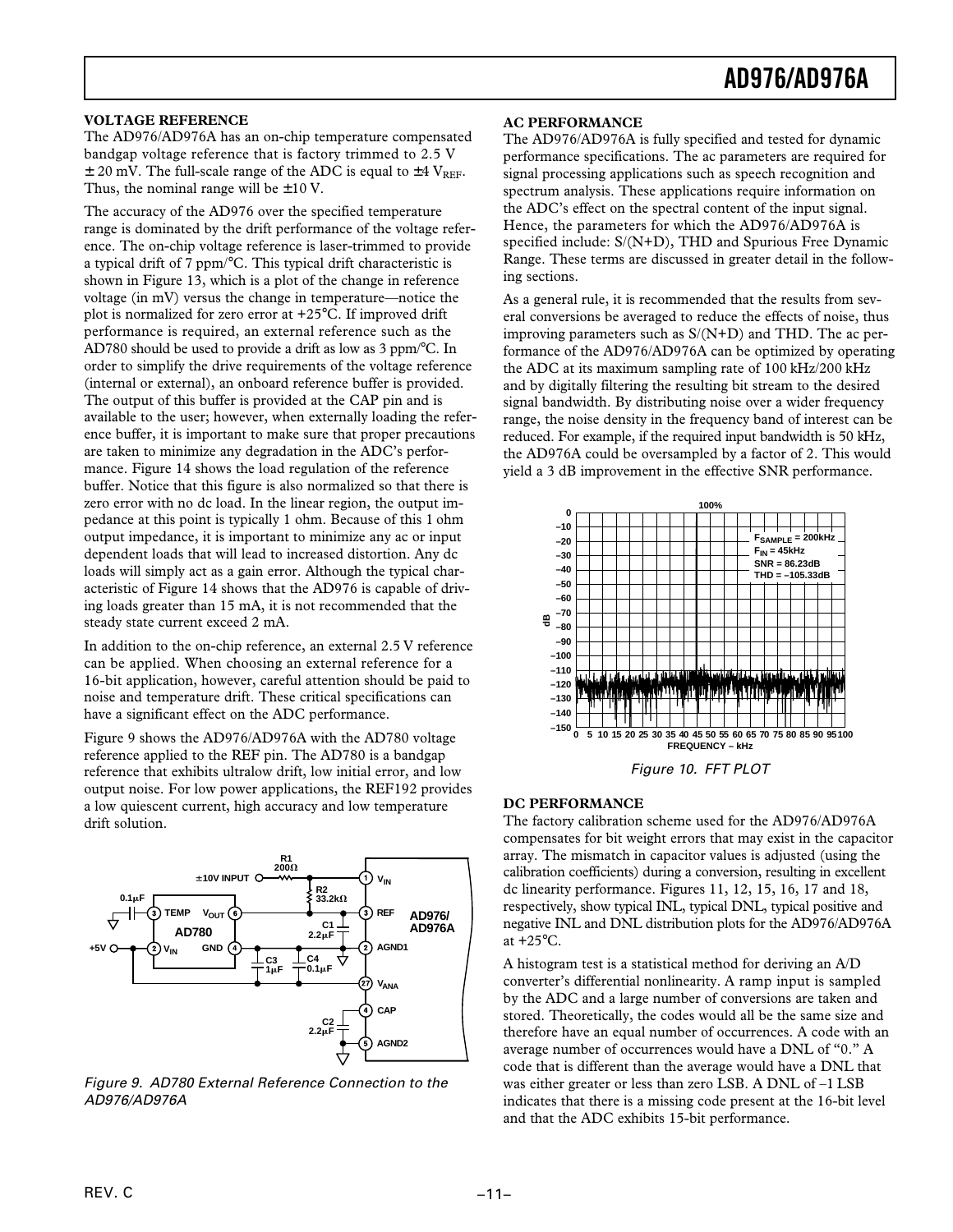### VOLTAGE REFERENCE

The AD976/AD976A has an on-chip temperature compensated bandgap voltage reference that is factory trimmed to 2.5 V ± 20 mV. The full-scale range of the ADC is equal to ±4 $V_{REF}$. Thus, the nominal range will be ±10 V.

The accuracy of the AD976 over the specified temperature range is dominated by the drift performance of the voltage reference. The on-chip voltage reference is laser-trimmed to provide a typical drift of 7 ppm/°C. This typical drift characteristic is shown in Figure 13, which is a plot of the change in reference voltage (in mV) versus the change in temperature—notice the plot is normalized for zero error at +25°C. If improved drift performance is required, an external reference such as the AD780 should be used to provide a drift as low as 3 ppm/°C. In order to simplify the drive requirements of the voltage reference (internal or external), an onboard reference buffer is provided. The output of this buffer is provided at the CAP pin and is available to the user; however, when externally loading the reference buffer, it is important to make sure that proper precautions are taken to minimize any degradation in the ADC's performance. Figure 14 shows the load regulation of the reference buffer. Notice that this figure is also normalized so that there is zero error with no dc load. In the linear region, the output impedance at this point is typically 1 ohm. Because of this 1 ohm output impedance, it is important to minimize any ac or input dependent loads that will lead to increased distortion. Any dc loads will simply act as a gain error. Although the typical characteristic of Figure 14 shows that the AD976 is capable of driving loads greater than 15 mA, it is not recommended that the steady state current exceed 2 mA.

In addition to the on-chip reference, an external 2.5 V reference can be applied. When choosing an external reference for a 16-bit application, however, careful attention should be paid to noise and temperature drift. These critical specifications can have a significant effect on the ADC performance.

Figure 9 shows the AD976/AD976A with the AD780 voltage reference applied to the REF pin. The AD780 is a bandgap reference that exhibits ultralow drift, low initial error, and low output noise. For low power applications, the REF192 provides a low quiescent current, high accuracy and low temperature drift solution.

*Figure 9. AD780 External Reference Connection to the AD976/AD976A*

### AC PERFORMANCE

The AD976/AD976A is fully specified and tested for dynamic performance specifications. The ac parameters are required for signal processing applications such as speech recognition and spectrum analysis. These applications require information on the ADC's effect on the spectral content of the input signal. Hence, the parameters for which the AD976/AD976A is specified include: S/(N+D), THD and Spurious Free Dynamic Range. These terms are discussed in greater detail in the following sections.

As a general rule, it is recommended that the results from several conversions be averaged to reduce the effects of noise, thus improving parameters such as S/(N+D) and THD. The ac performance of the AD976/AD976A can be optimized by operating the ADC at its maximum sampling rate of 100 kHz/200 kHz and by digitally filtering the resulting bit stream to the desired signal bandwidth. By distributing noise over a wider frequency range, the noise density in the frequency band of interest can be reduced. For example, if the required input bandwidth is 50 kHz, the AD976A could be oversampled by a factor of 2. This would yield a 3 dB improvement in the effective SNR performance.

*Figure 10. FFT PLOT*

### DC PERFORMANCE

The factory calibration scheme used for the AD976/AD976A compensates for bit weight errors that may exist in the capacitor array. The mismatch in capacitor values is adjusted (using the calibration coefficients) during a conversion, resulting in excellent dc linearity performance. Figures 11, 12, 15, 16, 17 and 18, respectively, show typical INL, typical DNL, typical positive and negative INL and DNL distribution plots for the AD976/AD976A at +25°C.

A histogram test is a statistical method for deriving an A/D converter's differential nonlinearity. A ramp input is sampled by the ADC and a large number of conversions are taken and stored. Theoretically, the codes would all be the same size and therefore have an equal number of occurrences. A code with an average number of occurrences would have a DNL of "0." A code that is different than the average would have a DNL that was either greater or less than zero LSB. A DNL of –1 LSB indicates that there is a missing code present at the 16-bit level and that the ADC exhibits 15-bit performance.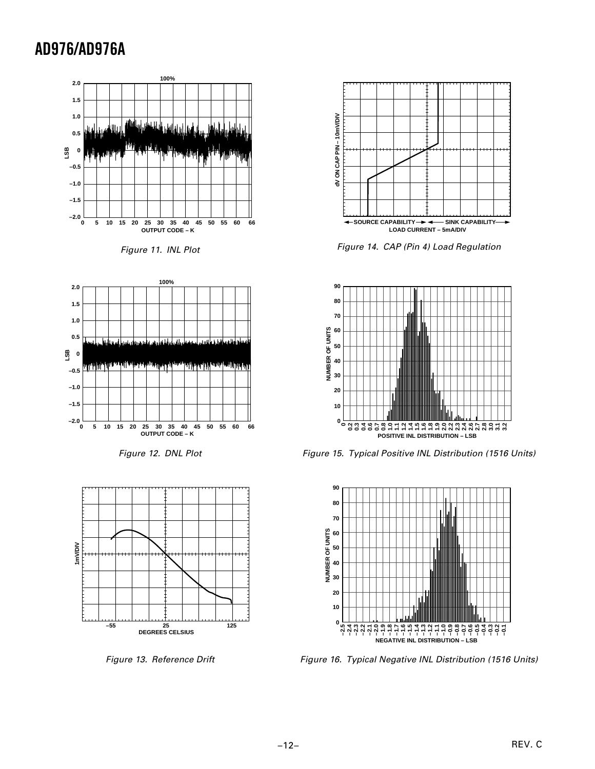Figure 11. INL Plot

Figure 12. DNL Plot

Figure 13. Reference Drift

Figure 14. CAP (Pin 4) Load Regulation

Figure 15. Typical Positive INL Distribution (1516 Units)

Figure 16. Typical Negative INL Distribution (1516 Units)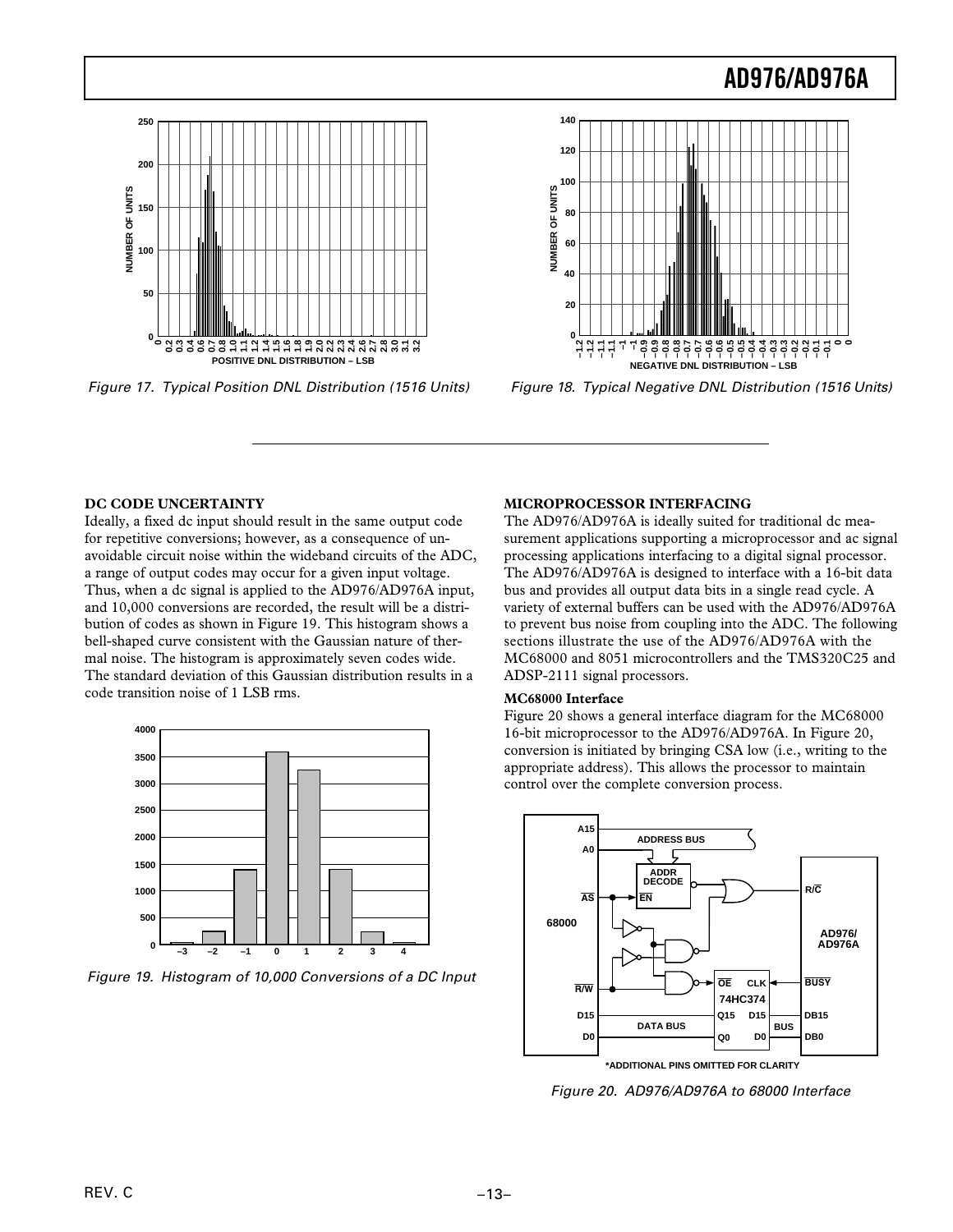Figure 17. Typical Position DNL Distribution (1516 Units)

Figure 18. Typical Negative DNL Distribution (1516 Units)

**DC CODE UNCERTAINTY**

Ideally, a fixed dc input should result in the same output code for repetitive conversions; however, as a consequence of unavoidable circuit noise within the wideband circuits of the ADC, a range of output codes may occur for a given input voltage. Thus, when a dc signal is applied to the AD976/AD976A input, and 10,000 conversions are recorded, the result will be a distribution of codes as shown in Figure 19. This histogram shows a bell-shaped curve consistent with the Gaussian nature of thermal noise. The histogram is approximately seven codes wide. The standard deviation of this Gaussian distribution results in a code transition noise of 1 LSB rms.

Figure 19. Histogram of 10,000 Conversions of a DC Input

**MICROPROCESSOR INTERFACING**

The AD976/AD976A is ideally suited for traditional dc measurement applications supporting a microprocessor and ac signal processing applications interfacing to a digital signal processor. The AD976/AD976A is designed to interface with a 16-bit data bus and provides all output data bits in a single read cycle. A variety of external buffers can be used with the AD976/AD976A to prevent bus noise from coupling into the ADC. The following sections illustrate the use of the AD976/AD976A with the MC68000 and 8051 microcontrollers and the TMS320C25 and ADSP-2111 signal processors.

**MC68000 Interface**

Figure 20 shows a general interface diagram for the MC68000 16-bit microprocessor to the AD976/AD976A. In Figure 20, conversion is initiated by bringing CSA low (i.e., writing to the appropriate address). This allows the processor to maintain control over the complete conversion process.

*ADDITIONAL PINS OMITTED FOR CLARITY

Figure 20. AD976/AD976A to 68000 Interface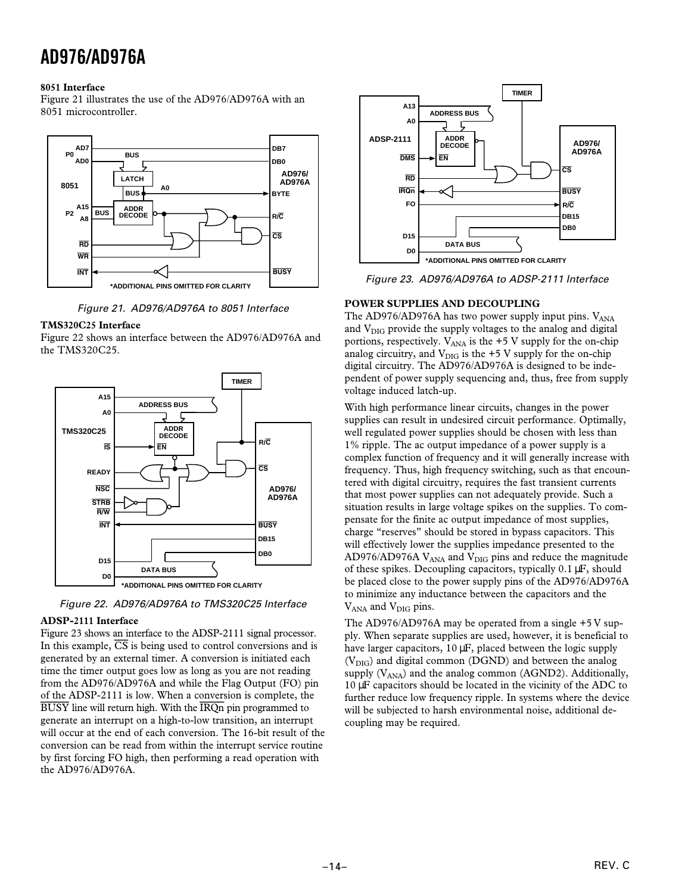### 8051 Interface

Figure 21 illustrates the use of the AD976/AD976A with an 8051 microcontroller.

Figure 21. AD976/AD976A to 8051 Interface

### TMS320C25 Interface

Figure 22 shows an interface between the AD976/AD976A and the TMS320C25.

Figure 22. AD976/AD976A to TMS320C25 Interface

### ADSP-2111 Interface

Figure 23 shows an interface to the ADSP-2111 signal processor. In this example, $\overline{CS}$ is being used to control conversions and is generated by an external timer. A conversion is initiated each time the timer output goes low as long as you are not reading from the AD976/AD976A and while the Flag Output (FO) pin of the ADSP-2111 is low. When a conversion is complete, the $\overline{BUSY}$ line will return high. With the $\overline{IRQn}$ pin programmed to generate an interrupt on a high-to-low transition, an interrupt will occur at the end of each conversion. The 16-bit result of the conversion can be read from within the interrupt service routine by first forcing FO high, then performing a read operation with the AD976/AD976A.

Figure 23. AD976/AD976A to ADSP-2111 Interface

## POWER SUPPLIES AND DECOUPLING

The AD976/AD976A has two power supply input pins. $V_{ANA}$ and $V_{DIG}$ provide the supply voltages to the analog and digital portions, respectively. $V_{ANA}$ is the +5 V supply for the on-chip analog circuitry, and $V_{DIG}$ is the +5 V supply for the on-chip digital circuitry. The AD976/AD976A is designed to be independent of power supply sequencing and, thus, free from supply voltage induced latch-up.

With high performance linear circuits, changes in the power supplies can result in undesired circuit performance. Optimally, well regulated power supplies should be chosen with less than 1% ripple. The ac output impedance of a power supply is a complex function of frequency and it will generally increase with frequency. Thus, high frequency switching, such as that encountered with digital circuitry, requires the fast transient currents that most power supplies can not adequately provide. Such a situation results in large voltage spikes on the supplies. To compensate for the finite ac output impedance of most supplies, charge "reserves" should be stored in bypass capacitors. This will effectively lower the supplies impedance presented to the AD976/AD976A $V_{ANA}$ and $V_{DIG}$ pins and reduce the magnitude of these spikes. Decoupling capacitors, typically 0.1 µF, should be placed close to the power supply pins of the AD976/AD976A to minimize any inductance between the capacitors and the $V_{ANA}$ and $V_{DIG}$ pins.

The AD976/AD976A may be operated from a single +5 V supply. When separate supplies are used, however, it is beneficial to have larger capacitors, 10 µF, placed between the logic supply ($V_{DIG}$) and digital common (DGND) and between the analog supply ($V_{ANA}$) and the analog common (AGND2). Additionally, 10 µF capacitors should be located in the vicinity of the ADC to further reduce low frequency ripple. In systems where the device will be subjected to harsh environmental noise, additional decoupling may be required.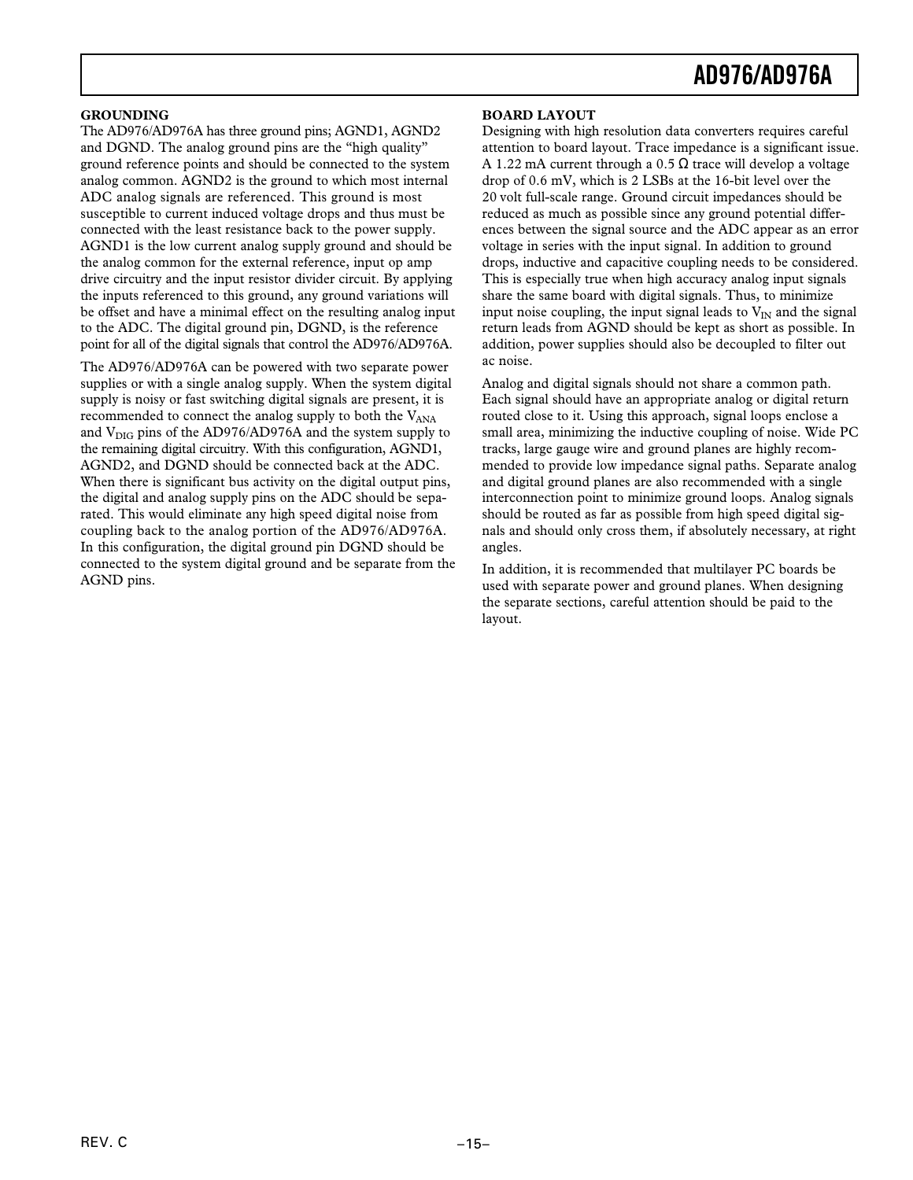## GROUNDING

The AD976/AD976A has three ground pins; AGND1, AGND2 and DGND. The analog ground pins are the "high quality" ground reference points and should be connected to the system analog common. AGND2 is the ground to which most internal ADC analog signals are referenced. This ground is most susceptible to current induced voltage drops and thus must be connected with the least resistance back to the power supply. AGND1 is the low current analog supply ground and should be the analog common for the external reference, input op amp drive circuitry and the input resistor divider circuit. By applying the inputs referenced to this ground, any ground variations will be offset and have a minimal effect on the resulting analog input to the ADC. The digital ground pin, DGND, is the reference point for all of the digital signals that control the AD976/AD976A.

The AD976/AD976A can be powered with two separate power supplies or with a single analog supply. When the system digital supply is noisy or fast switching digital signals are present, it is recommended to connect the analog supply to both the $V_{ANA}$ and $V_{DIG}$ pins of the AD976/AD976A and the system supply to the remaining digital circuitry. With this configuration, AGND1, AGND2, and DGND should be connected back at the ADC. When there is significant bus activity on the digital output pins, the digital and analog supply pins on the ADC should be separated. This would eliminate any high speed digital noise from coupling back to the analog portion of the AD976/AD976A. In this configuration, the digital ground pin DGND should be connected to the system digital ground and be separate from the AGND pins.

## BOARD LAYOUT

Designing with high resolution data converters requires careful attention to board layout. Trace impedance is a significant issue. A 1.22 mA current through a 0.5 Ω trace will develop a voltage drop of 0.6 mV, which is 2 LSBs at the 16-bit level over the 20 volt full-scale range. Ground circuit impedances should be reduced as much as possible since any ground potential differences between the signal source and the ADC appear as an error voltage in series with the input signal. In addition to ground drops, inductive and capacitive coupling needs to be considered. This is especially true when high accuracy analog input signals share the same board with digital signals. Thus, to minimize input noise coupling, the input signal leads to $V_{IN}$ and the signal return leads from AGND should be kept as short as possible. In addition, power supplies should also be decoupled to filter out ac noise.

Analog and digital signals should not share a common path. Each signal should have an appropriate analog or digital return routed close to it. Using this approach, signal loops enclose a small area, minimizing the inductive coupling of noise. Wide PC tracks, large gauge wire and ground planes are highly recommended to provide low impedance signal paths. Separate analog and digital ground planes are also recommended with a single interconnection point to minimize ground loops. Analog signals should be routed as far as possible from high speed digital signals and should only cross them, if absolutely necessary, at right angles.

In addition, it is recommended that multilayer PC boards be used with separate power and ground planes. When designing the separate sections, careful attention should be paid to the layout.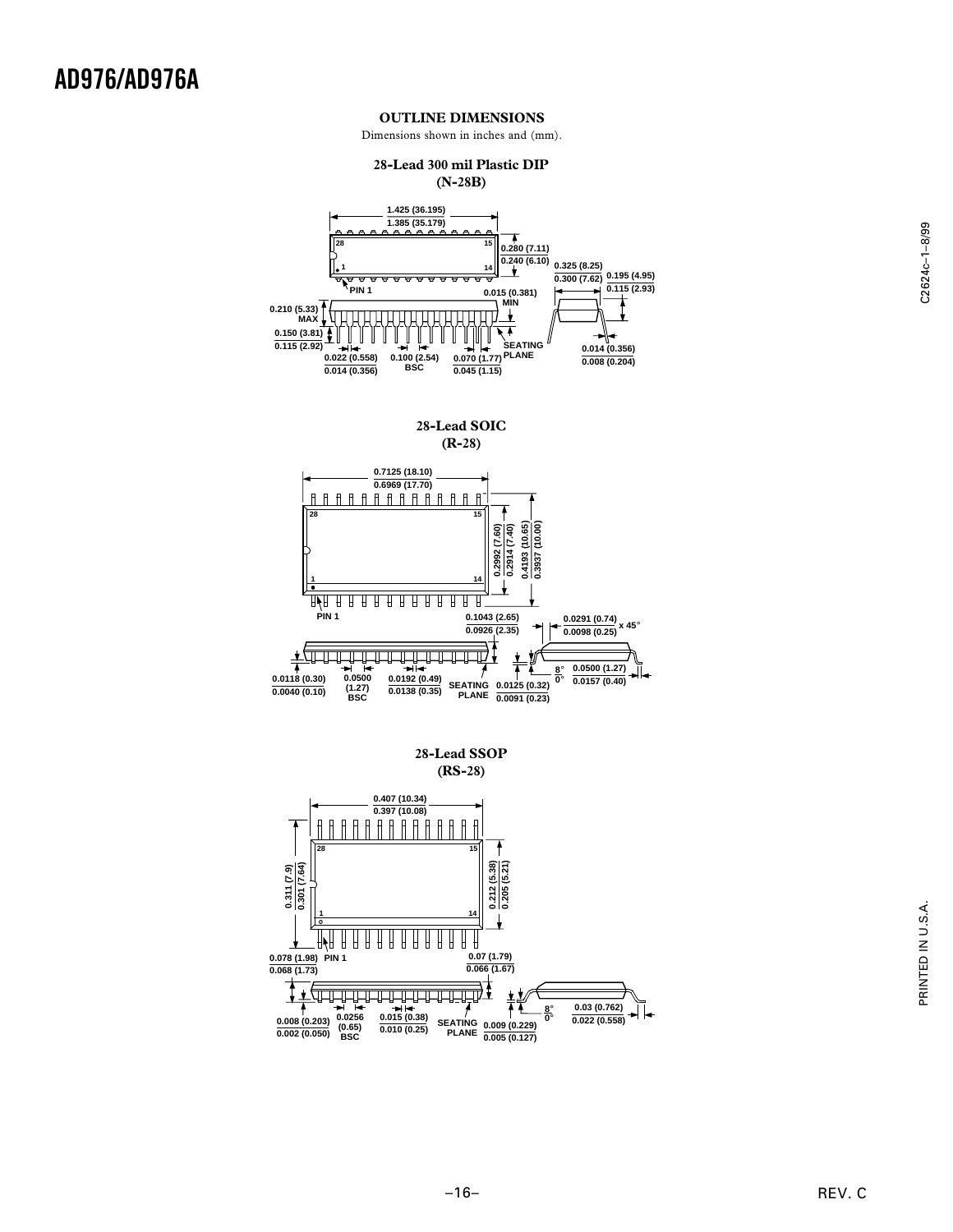## OUTLINE DIMENSIONS

Dimensions shown in inches and (mm).

### 28-Lead 300 mil Plastic DIP (N-28B)

1.425 (36.195)
1.385 (35.179)
28
15
1
14
PIN 1
0.280 (7.11)
0.240 (6.10)
0.325 (8.25)
0.300 (7.62)
0.195 (4.95)
0.115 (2.93)
0.015 (0.381) MIN
0.210 (5.33) MAX
0.150 (3.81)
0.115 (2.92)
0.022 (0.558)
0.014 (0.356)
0.100 (2.54) BSC
0.070 (1.77)
0.045 (1.15)
SEATING PLANE
0.014 (0.356)
0.008 (0.204)

### 28-Lead SOIC (R-28)

0.7125 (18.10)
0.6969 (17.70)
28
15
1
14
PIN 1
0.2992 (7.60)
0.2914 (7.40)
0.4193 (10.65)
0.3937 (10.00)
0.1043 (2.65)
0.0926 (2.35)
0.0291 (0.74)
0.0098 (0.25)
x 45°
0.0118 (0.30)
0.0040 (0.10)
0.0500 (1.27) BSC
0.0192 (0.49)
0.0138 (0.35)
SEATING PLANE
0.0125 (0.32)
0.0091 (0.23)
8°
0°
0.0500 (1.27)
0.0157 (0.40)

### 28-Lead SSOP (RS-28)

0.407 (10.34)
0.397 (10.08)
28
15
1
14
0.311 (7.9)
0.301 (7.64)
0.212 (5.38)
0.205 (5.21)
0.078 (1.98)
0.068 (1.73)
PIN 1
0.07 (1.79)
0.066 (1.67)
0.008 (0.203)
0.002 (0.050)
0.0256 (0.65) BSC
0.015 (0.38)
0.010 (0.25)
SEATING PLANE
0.009 (0.229)
0.005 (0.127)
8°
0°
0.03 (0.762)
0.022 (0.558)

C2624c–1–8/99

PRINTED IN U.S.A.